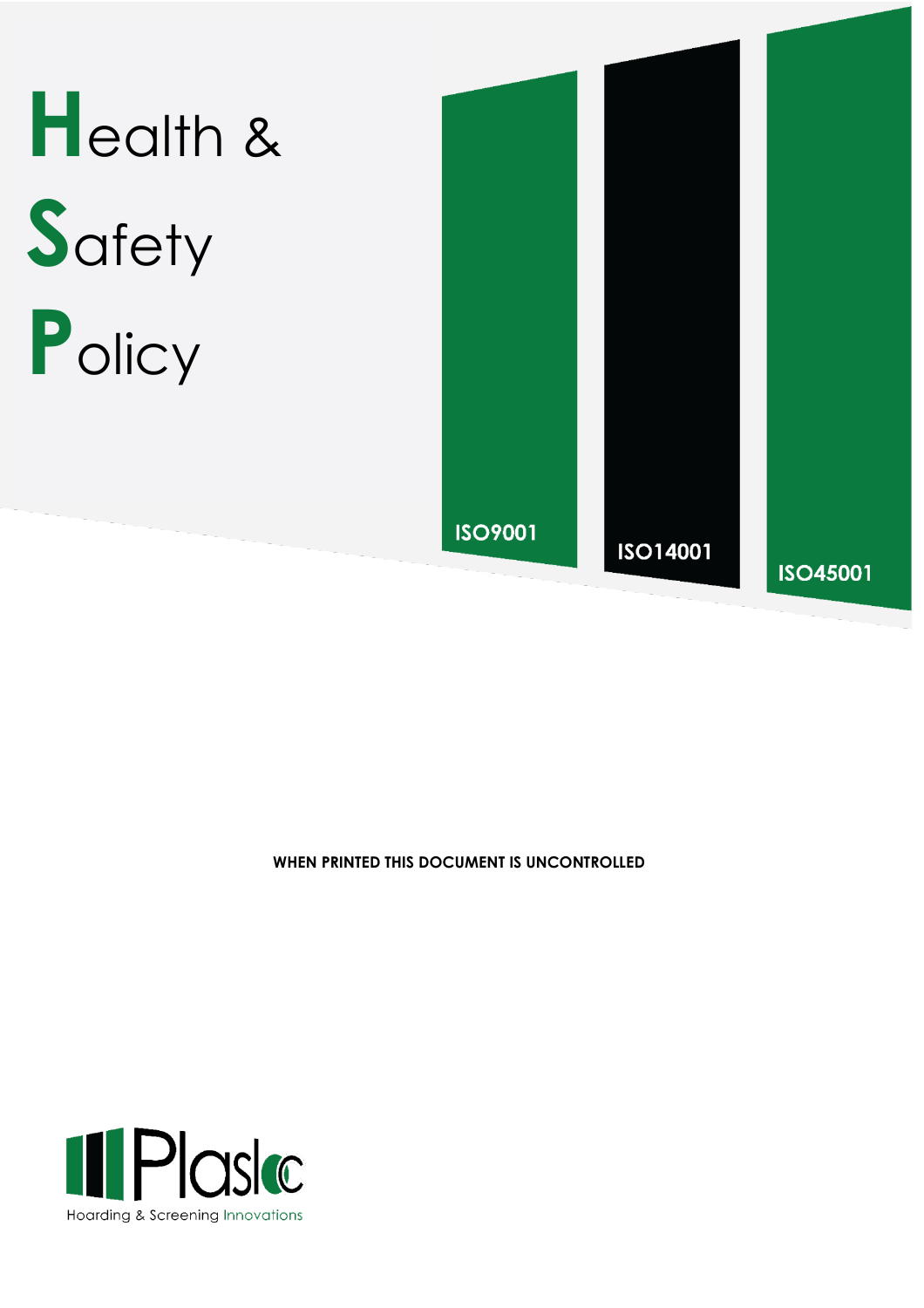# Health & Safety Policy

ISO9001

ISO14001

ISO45001

**WHEN PRINTED THIS DOCUMENT IS UNCONTROLLED**

Plasloc

Hoarding & Screening Innovations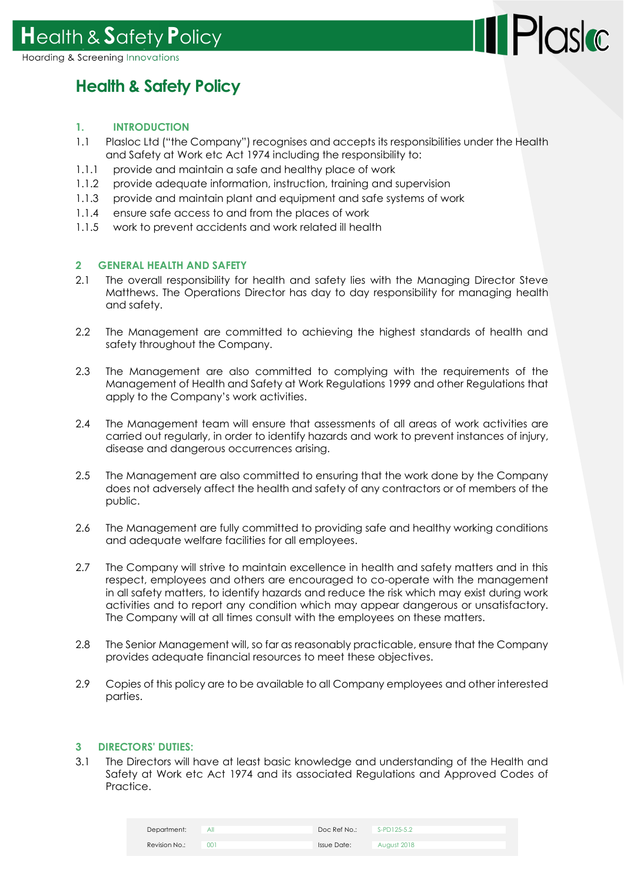# Health & Safety Policy

## 1. INTRODUCTION

1.1 Plasloc Ltd ("the Company") recognises and accepts its responsibilities under the Health and Safety at Work etc Act 1974 including the responsibility to:

1.1.1 provide and maintain a safe and healthy place of work

1.1.2 provide adequate information, instruction, training and supervision

1.1.3 provide and maintain plant and equipment and safe systems of work

1.1.4 ensure safe access to and from the places of work

1.1.5 work to prevent accidents and work related ill health

## 2 GENERAL HEALTH AND SAFETY

2.1 The overall responsibility for health and safety lies with the Managing Director Steve Matthews. The Operations Director has day to day responsibility for managing health and safety.

2.2 The Management are committed to achieving the highest standards of health and safety throughout the Company.

2.3 The Management are also committed to complying with the requirements of the Management of Health and Safety at Work Regulations 1999 and other Regulations that apply to the Company's work activities.

2.4 The Management team will ensure that assessments of all areas of work activities are carried out regularly, in order to identify hazards and work to prevent instances of injury, disease and dangerous occurrences arising.

2.5 The Management are also committed to ensuring that the work done by the Company does not adversely affect the health and safety of any contractors or of members of the public.

2.6 The Management are fully committed to providing safe and healthy working conditions and adequate welfare facilities for all employees.

2.7 The Company will strive to maintain excellence in health and safety matters and in this respect, employees and others are encouraged to co-operate with the management in all safety matters, to identify hazards and reduce the risk which may exist during work activities and to report any condition which may appear dangerous or unsatisfactory. The Company will at all times consult with the employees on these matters.

2.8 The Senior Management will, so far as reasonably practicable, ensure that the Company provides adequate financial resources to meet these objectives.

2.9 Copies of this policy are to be available to all Company employees and other interested parties.

## 3 DIRECTORS' DUTIES:

3.1 The Directors will have at least basic knowledge and understanding of the Health and Safety at Work etc Act 1974 and its associated Regulations and Approved Codes of Practice.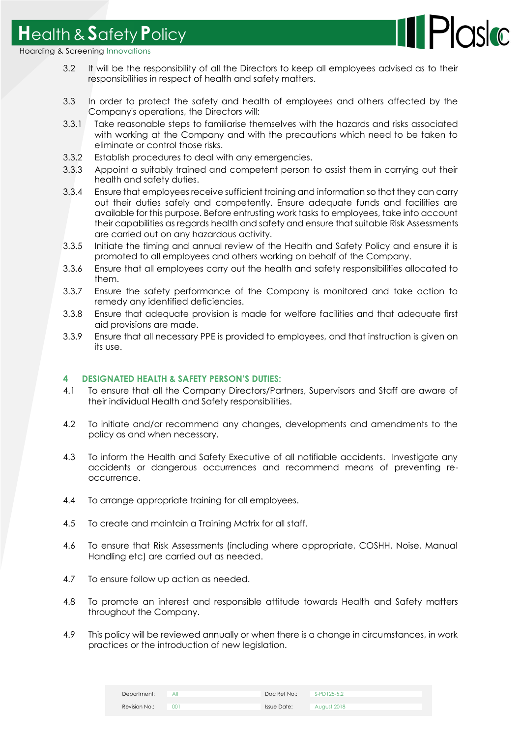3.2 It will be the responsibility of all the Directors to keep all employees advised as to their responsibilities in respect of health and safety matters.

3.3 In order to protect the safety and health of employees and others affected by the Company's operations, the Directors will:

3.3.1 Take reasonable steps to familiarise themselves with the hazards and risks associated with working at the Company and with the precautions which need to be taken to eliminate or control those risks.

3.3.2 Establish procedures to deal with any emergencies.

3.3.3 Appoint a suitably trained and competent person to assist them in carrying out their health and safety duties.

3.3.4 Ensure that employees receive sufficient training and information so that they can carry out their duties safely and competently. Ensure adequate funds and facilities are available for this purpose. Before entrusting work tasks to employees, take into account their capabilities as regards health and safety and ensure that suitable Risk Assessments are carried out on any hazardous activity.

3.3.5 Initiate the timing and annual review of the Health and Safety Policy and ensure it is promoted to all employees and others working on behalf of the Company.

3.3.6 Ensure that all employees carry out the health and safety responsibilities allocated to them.

3.3.7 Ensure the safety performance of the Company is monitored and take action to remedy any identified deficiencies.

3.3.8 Ensure that adequate provision is made for welfare facilities and that adequate first aid provisions are made.

3.3.9 Ensure that all necessary PPE is provided to employees, and that instruction is given on its use.

## 4 DESIGNATED HEALTH & SAFETY PERSON'S DUTIES:

4.1 To ensure that all the Company Directors/Partners, Supervisors and Staff are aware of their individual Health and Safety responsibilities.

4.2 To initiate and/or recommend any changes, developments and amendments to the policy as and when necessary.

4.3 To inform the Health and Safety Executive of all notifiable accidents. Investigate any accidents or dangerous occurrences and recommend means of preventing re-occurrence.

4.4 To arrange appropriate training for all employees.

4.5 To create and maintain a Training Matrix for all staff.

4.6 To ensure that Risk Assessments (including where appropriate, COSHH, Noise, Manual Handling etc) are carried out as needed.

4.7 To ensure follow up action as needed.

4.8 To promote an interest and responsible attitude towards Health and Safety matters throughout the Company.

4.9 This policy will be reviewed annually or when there is a change in circumstances, in work practices or the introduction of new legislation.

| | | | |
|---|---|---|---|
| Department: | All | Doc Ref No.: | S-PD125-5.2 |
| Revision No.: | 001 | Issue Date: | August 2018 |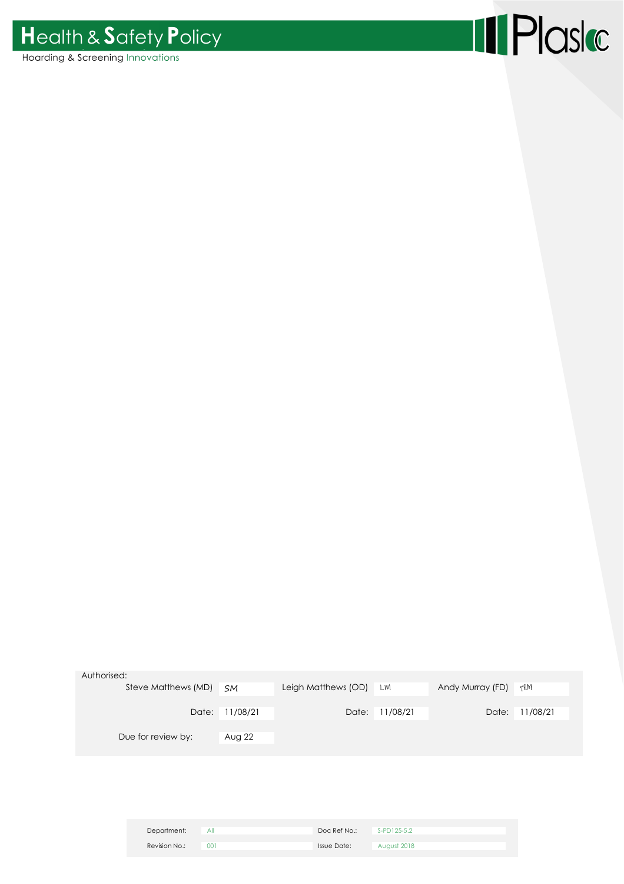Authorised:

| | | | | | |
|---|---|---|---|---|---|
| Steve Matthews (MD) | SM | Leigh Matthews (OD) | LM | Andy Murray (FD) | AM |
| Date: | 11/08/21 | Date: | 11/08/21 | Date: | 11/08/21 |
| Due for review by: | Aug 22 | | | | |